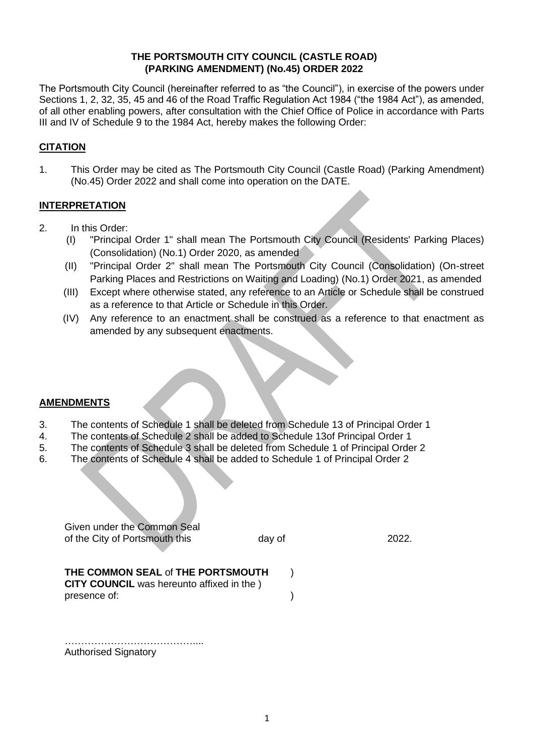**THE PORTSMOUTH CITY COUNCIL (CASTLE ROAD) (PARKING AMENDMENT) (No.45) ORDER 2022**

The Portsmouth City Council (hereinafter referred to as "the Council"), in exercise of the powers under Sections 1, 2, 32, 35, 45 and 46 of the Road Traffic Regulation Act 1984 ("the 1984 Act"), as amended, of all other enabling powers, after consultation with the Chief Office of Police in accordance with Parts III and IV of Schedule 9 to the 1984 Act, hereby makes the following Order:

## CITATION

1. This Order may be cited as The Portsmouth City Council (Castle Road) (Parking Amendment) (No.45) Order 2022 and shall come into operation on the DATE.

## INTERPRETATION

2. In this Order:
   (I) "Principal Order 1" shall mean The Portsmouth City Council (Residents' Parking Places) (Consolidation) (No.1) Order 2020, as amended
   (II) "Principal Order 2" shall mean The Portsmouth City Council (Consolidation) (On-street Parking Places and Restrictions on Waiting and Loading) (No.1) Order 2021, as amended
   (III) Except where otherwise stated, any reference to an Article or Schedule shall be construed as a reference to that Article or Schedule in this Order.
   (IV) Any reference to an enactment shall be construed as a reference to that enactment as amended by any subsequent enactments.

## AMENDMENTS

3. The contents of Schedule 1 shall be deleted from Schedule 13 of Principal Order 1
4. The contents of Schedule 2 shall be added to Schedule 13of Principal Order 1
5. The contents of Schedule 3 shall be deleted from Schedule 1 of Principal Order 2
6. The contents of Schedule 4 shall be added to Schedule 1 of Principal Order 2

Given under the Common Seal of the City of Portsmouth this day of 2022.

**THE COMMON SEAL** of **THE PORTSMOUTH CITY COUNCIL** was hereunto affixed in the presence of: )

…………………………………....
Authorised Signatory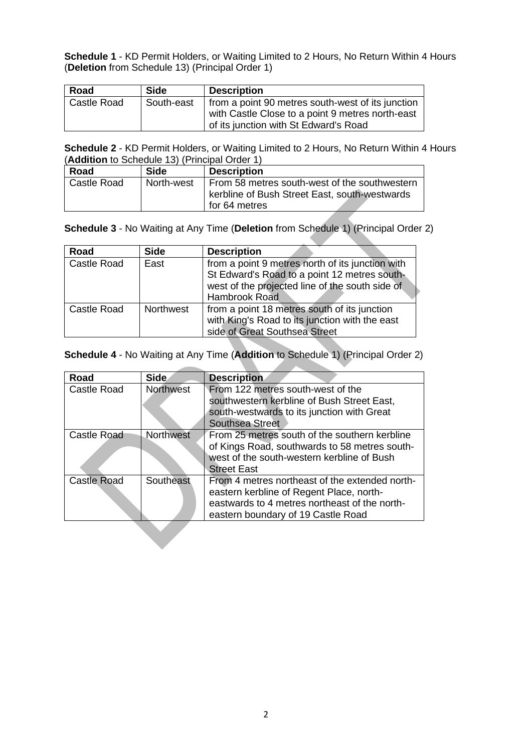**Schedule 1** - KD Permit Holders, or Waiting Limited to 2 Hours, No Return Within 4 Hours (**Deletion** from Schedule 13) (Principal Order 1)

| Road | Side | Description |
| --- | --- | --- |
| Castle Road | South-east | from a point 90 metres south-west of its junction with Castle Close to a point 9 metres north-east of its junction with St Edward's Road |

**Schedule 2** - KD Permit Holders, or Waiting Limited to 2 Hours, No Return Within 4 Hours (**Addition** to Schedule 13) (Principal Order 1)

| Road | Side | Description |
| --- | --- | --- |
| Castle Road | North-west | From 58 metres south-west of the southwestern kerbline of Bush Street East, south-westwards for 64 metres |

**Schedule 3** - No Waiting at Any Time (**Deletion** from Schedule 1) (Principal Order 2)

| Road | Side | Description |
| --- | --- | --- |
| Castle Road | East | from a point 9 metres north of its junction with St Edward's Road to a point 12 metres south-west of the projected line of the south side of Hambrook Road |
| Castle Road | Northwest | from a point 18 metres south of its junction with King's Road to its junction with the east side of Great Southsea Street |

**Schedule 4** - No Waiting at Any Time (**Addition** to Schedule 1) (Principal Order 2)

| Road | Side | Description |
| --- | --- | --- |
| Castle Road | Northwest | From 122 metres south-west of the southwestern kerbline of Bush Street East, south-westwards to its junction with Great Southsea Street |
| Castle Road | Northwest | From 25 metres south of the southern kerbline of Kings Road, southwards to 58 metres south-west of the south-western kerbline of Bush Street East |
| Castle Road | Southeast | From 4 metres northeast of the extended north-eastern kerbline of Regent Place, north-eastwards to 4 metres northeast of the north-eastern boundary of 19 Castle Road |

DRAFT